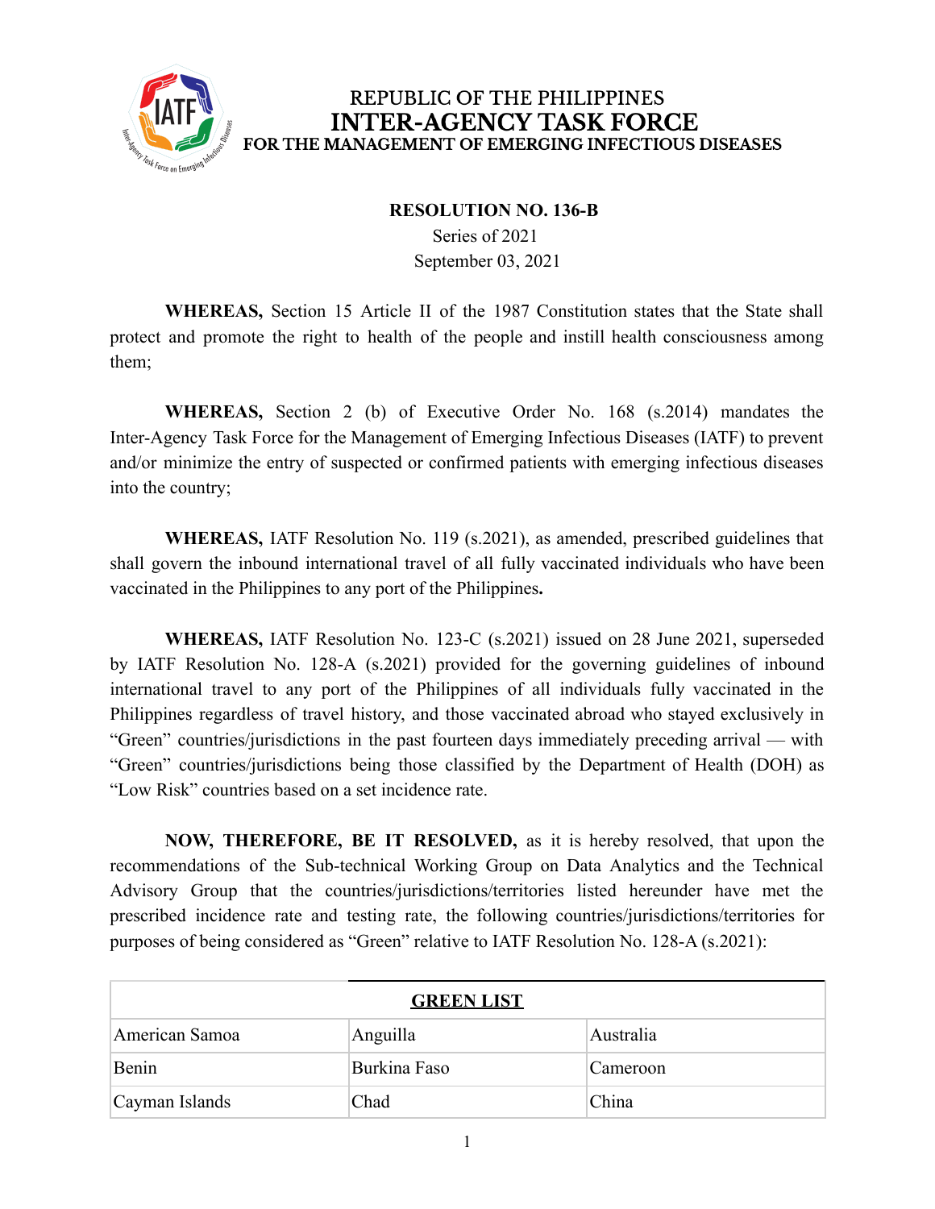REPUBLIC OF THE PHILIPPINES
# INTER-AGENCY TASK FORCE
## FOR THE MANAGEMENT OF EMERGING INFECTIOUS DISEASES

**RESOLUTION NO. 136-B**
Series of 2021
September 03, 2021

**WHEREAS,** Section 15 Article II of the 1987 Constitution states that the State shall protect and promote the right to health of the people and instill health consciousness among them;

**WHEREAS,** Section 2 (b) of Executive Order No. 168 (s.2014) mandates the Inter-Agency Task Force for the Management of Emerging Infectious Diseases (IATF) to prevent and/or minimize the entry of suspected or confirmed patients with emerging infectious diseases into the country;

**WHEREAS,** IATF Resolution No. 119 (s.2021), as amended, prescribed guidelines that shall govern the inbound international travel of all fully vaccinated individuals who have been vaccinated in the Philippines to any port of the Philippines**.**

**WHEREAS,** IATF Resolution No. 123-C (s.2021) issued on 28 June 2021, superseded by IATF Resolution No. 128-A (s.2021) provided for the governing guidelines of inbound international travel to any port of the Philippines of all individuals fully vaccinated in the Philippines regardless of travel history, and those vaccinated abroad who stayed exclusively in "Green" countries/jurisdictions in the past fourteen days immediately preceding arrival — with "Green" countries/jurisdictions being those classified by the Department of Health (DOH) as "Low Risk" countries based on a set incidence rate.

**NOW, THEREFORE, BE IT RESOLVED,** as it is hereby resolved, that upon the recommendations of the Sub-technical Working Group on Data Analytics and the Technical Advisory Group that the countries/jurisdictions/territories listed hereunder have met the prescribed incidence rate and testing rate, the following countries/jurisdictions/territories for purposes of being considered as "Green" relative to IATF Resolution No. 128-A (s.2021):

| **GREEN LIST** | | |
|---|---|---|
| American Samoa | Anguilla | Australia |
| Benin | Burkina Faso | Cameroon |
| Cayman Islands | Chad | China |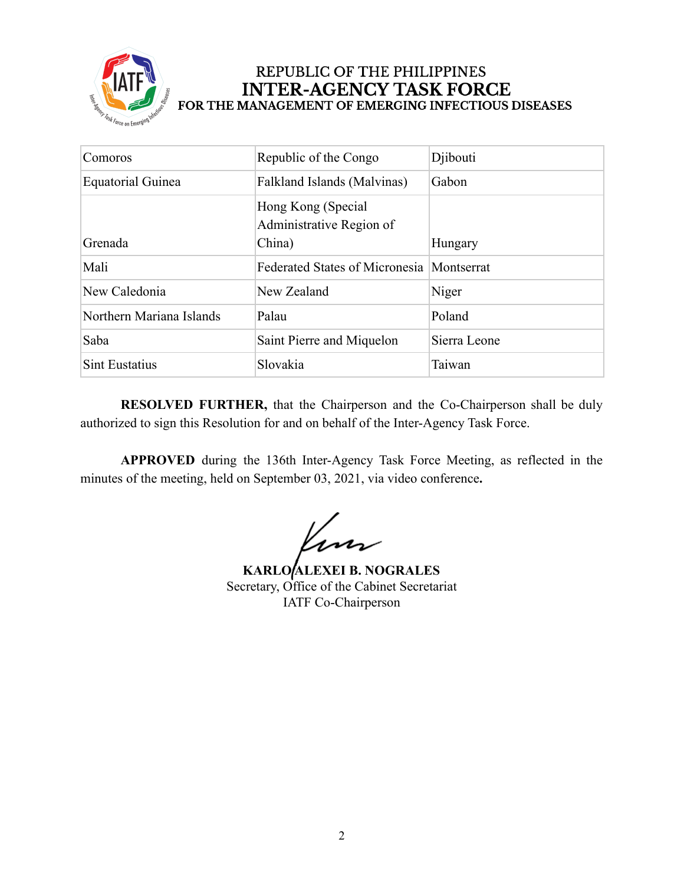REPUBLIC OF THE PHILIPPINES
**INTER-AGENCY TASK FORCE**
**FOR THE MANAGEMENT OF EMERGING INFECTIOUS DISEASES**

| Comoros | Republic of the Congo | Djibouti |
|---|---|---|
| Equatorial Guinea | Falkland Islands (Malvinas) | Gabon |
| Grenada | Hong Kong (Special Administrative Region of China) | Hungary |
| Mali | Federated States of Micronesia | Montserrat |
| New Caledonia | New Zealand | Niger |
| Northern Mariana Islands | Palau | Poland |
| Saba | Saint Pierre and Miquelon | Sierra Leone |
| Sint Eustatius | Slovakia | Taiwan |

**RESOLVED FURTHER,** that the Chairperson and the Co-Chairperson shall be duly authorized to sign this Resolution for and on behalf of the Inter-Agency Task Force.

**APPROVED** during the 136th Inter-Agency Task Force Meeting, as reflected in the minutes of the meeting, held on September 03, 2021, via video conference**.**

**KARLO ALEXEI B. NOGRALES**
Secretary, Office of the Cabinet Secretariat
IATF Co-Chairperson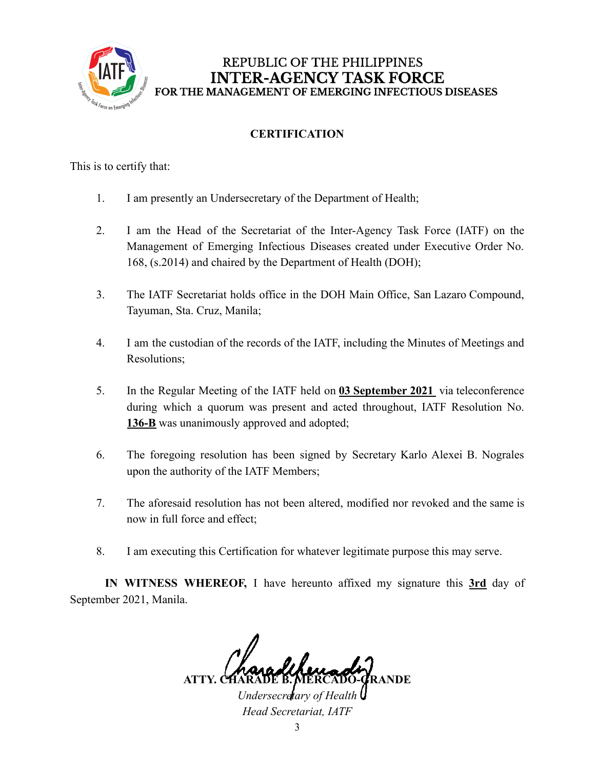REPUBLIC OF THE PHILIPPINES
**INTER-AGENCY TASK FORCE**
**FOR THE MANAGEMENT OF EMERGING INFECTIOUS DISEASES**

## CERTIFICATION

This is to certify that:

1. I am presently an Undersecretary of the Department of Health;

2. I am the Head of the Secretariat of the Inter-Agency Task Force (IATF) on the Management of Emerging Infectious Diseases created under Executive Order No. 168, (s.2014) and chaired by the Department of Health (DOH);

3. The IATF Secretariat holds office in the DOH Main Office, San Lazaro Compound, Tayuman, Sta. Cruz, Manila;

4. I am the custodian of the records of the IATF, including the Minutes of Meetings and Resolutions;

5. In the Regular Meeting of the IATF held on **03 September 2021** via teleconference during which a quorum was present and acted throughout, IATF Resolution No. **136-B** was unanimously approved and adopted;

6. The foregoing resolution has been signed by Secretary Karlo Alexei B. Nograles upon the authority of the IATF Members;

7. The aforesaid resolution has not been altered, modified nor revoked and the same is now in full force and effect;

8. I am executing this Certification for whatever legitimate purpose this may serve.

**IN WITNESS WHEREOF,** I have hereunto affixed my signature this **3rd** day of September 2021, Manila.

**ATTY. CHARADE B. MERCADO-GRANDE**
*Undersecretary of Health*
*Head Secretariat, IATF*